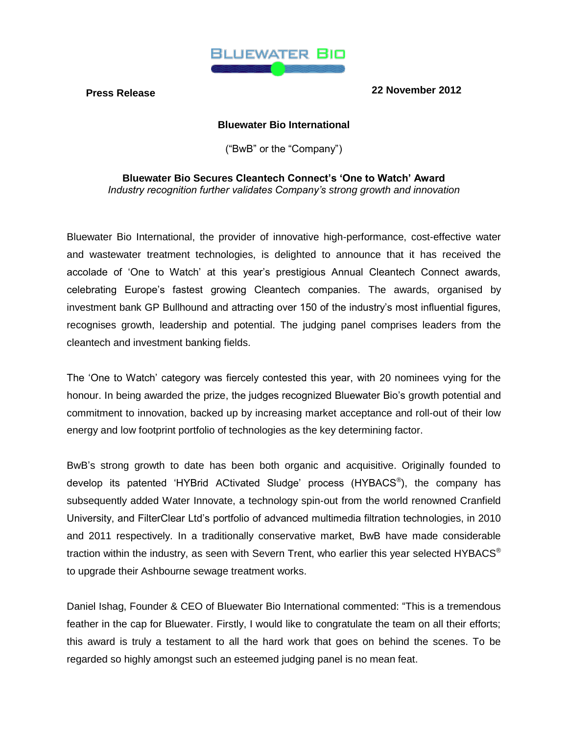BLUEWATER BIO

**Press Release** **22 November 2012**

**Bluewater Bio International**

("BwB" or the "Company")

**Bluewater Bio Secures Cleantech Connect's 'One to Watch' Award**

*Industry recognition further validates Company's strong growth and innovation*

Bluewater Bio International, the provider of innovative high-performance, cost-effective water and wastewater treatment technologies, is delighted to announce that it has received the accolade of 'One to Watch' at this year's prestigious Annual Cleantech Connect awards, celebrating Europe's fastest growing Cleantech companies. The awards, organised by investment bank GP Bullhound and attracting over 150 of the industry's most influential figures, recognises growth, leadership and potential. The judging panel comprises leaders from the cleantech and investment banking fields.

The 'One to Watch' category was fiercely contested this year, with 20 nominees vying for the honour. In being awarded the prize, the judges recognized Bluewater Bio's growth potential and commitment to innovation, backed up by increasing market acceptance and roll-out of their low energy and low footprint portfolio of technologies as the key determining factor.

BwB's strong growth to date has been both organic and acquisitive. Originally founded to develop its patented 'HYBrid ACtivated Sludge' process (HYBACS®), the company has subsequently added Water Innovate, a technology spin-out from the world renowned Cranfield University, and FilterClear Ltd's portfolio of advanced multimedia filtration technologies, in 2010 and 2011 respectively. In a traditionally conservative market, BwB have made considerable traction within the industry, as seen with Severn Trent, who earlier this year selected HYBACS® to upgrade their Ashbourne sewage treatment works.

Daniel Ishag, Founder & CEO of Bluewater Bio International commented: "This is a tremendous feather in the cap for Bluewater. Firstly, I would like to congratulate the team on all their efforts; this award is truly a testament to all the hard work that goes on behind the scenes. To be regarded so highly amongst such an esteemed judging panel is no mean feat.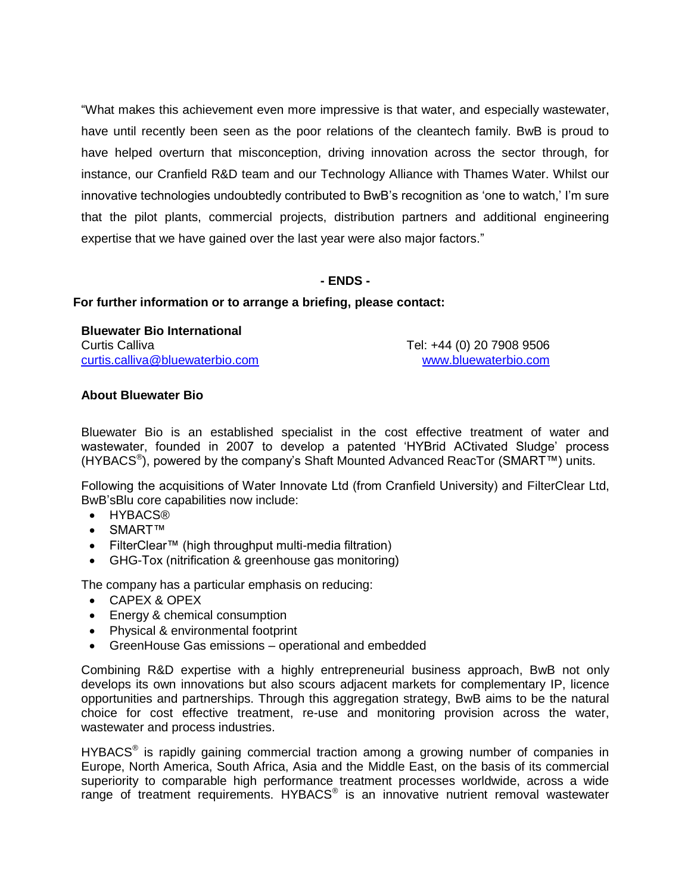“What makes this achievement even more impressive is that water, and especially wastewater, have until recently been seen as the poor relations of the cleantech family. BwB is proud to have helped overturn that misconception, driving innovation across the sector through, for instance, our Cranfield R&D team and our Technology Alliance with Thames Water. Whilst our innovative technologies undoubtedly contributed to BwB’s recognition as ‘one to watch,’ I’m sure that the pilot plants, commercial projects, distribution partners and additional engineering expertise that we have gained over the last year were also major factors.”

**- ENDS -**

**For further information or to arrange a briefing, please contact:**

**Bluewater Bio International**
Curtis Calliva
curtis.calliva@bluewaterbio.com

Tel: +44 (0) 20 7908 9506
www.bluewaterbio.com

**About Bluewater Bio**

Bluewater Bio is an established specialist in the cost effective treatment of water and wastewater, founded in 2007 to develop a patented ‘HYBrid ACtivated Sludge’ process (HYBACS®), powered by the company’s Shaft Mounted Advanced ReacTor (SMART™) units.

Following the acquisitions of Water Innovate Ltd (from Cranfield University) and FilterClear Ltd, BwB’sBlu core capabilities now include:

- HYBACS®
- SMART™
- FilterClear™ (high throughput multi-media filtration)
- GHG-Tox (nitrification & greenhouse gas monitoring)

The company has a particular emphasis on reducing:

- CAPEX & OPEX
- Energy & chemical consumption
- Physical & environmental footprint
- GreenHouse Gas emissions – operational and embedded

Combining R&D expertise with a highly entrepreneurial business approach, BwB not only develops its own innovations but also scours adjacent markets for complementary IP, licence opportunities and partnerships. Through this aggregation strategy, BwB aims to be the natural choice for cost effective treatment, re-use and monitoring provision across the water, wastewater and process industries.

HYBACS® is rapidly gaining commercial traction among a growing number of companies in Europe, North America, South Africa, Asia and the Middle East, on the basis of its commercial superiority to comparable high performance treatment processes worldwide, across a wide range of treatment requirements. HYBACS® is an innovative nutrient removal wastewater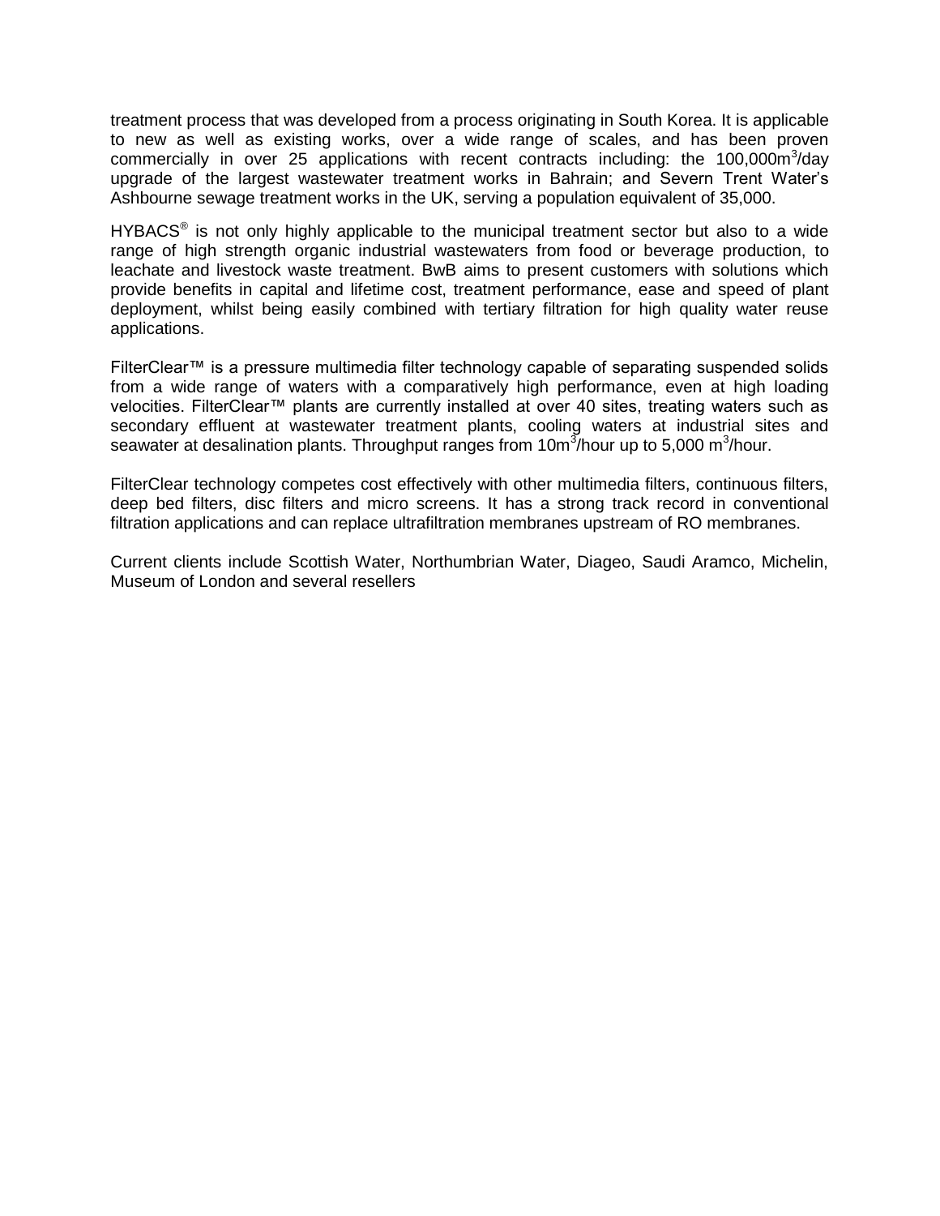treatment process that was developed from a process originating in South Korea. It is applicable to new as well as existing works, over a wide range of scales, and has been proven commercially in over 25 applications with recent contracts including: the 100,000$m^3$/day upgrade of the largest wastewater treatment works in Bahrain; and Severn Trent Water's Ashbourne sewage treatment works in the UK, serving a population equivalent of 35,000.

HYBACS® is not only highly applicable to the municipal treatment sector but also to a wide range of high strength organic industrial wastewaters from food or beverage production, to leachate and livestock waste treatment. BwB aims to present customers with solutions which provide benefits in capital and lifetime cost, treatment performance, ease and speed of plant deployment, whilst being easily combined with tertiary filtration for high quality water reuse applications.

FilterClear™ is a pressure multimedia filter technology capable of separating suspended solids from a wide range of waters with a comparatively high performance, even at high loading velocities. FilterClear™ plants are currently installed at over 40 sites, treating waters such as secondary effluent at wastewater treatment plants, cooling waters at industrial sites and seawater at desalination plants. Throughput ranges from 10$m^3$/hour up to 5,000 $m^3$/hour.

FilterClear technology competes cost effectively with other multimedia filters, continuous filters, deep bed filters, disc filters and micro screens. It has a strong track record in conventional filtration applications and can replace ultrafiltration membranes upstream of RO membranes.

Current clients include Scottish Water, Northumbrian Water, Diageo, Saudi Aramco, Michelin, Museum of London and several resellers